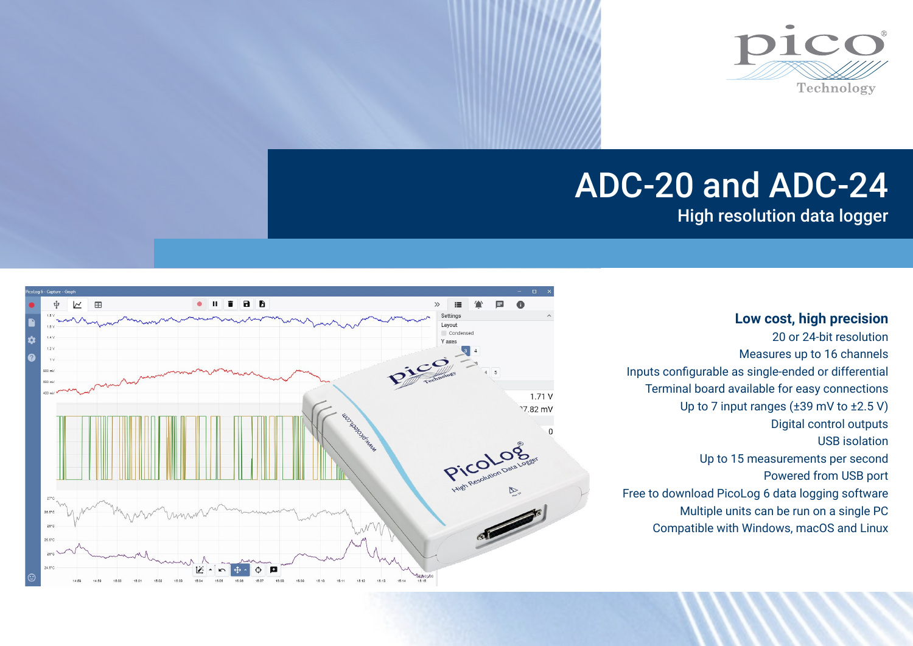# ADC-20 and ADC-24

## High resolution data logger

### Low cost, high precision

20 or 24-bit resolution

Measures up to 16 channels

Inputs configurable as single-ended or differential

Terminal board available for easy connections

Up to 7 input ranges (±39 mV to ±2.5 V)

Digital control outputs

USB isolation

Up to 15 measurements per second

Powered from USB port

Free to download PicoLog 6 data logging software

Multiple units can be run on a single PC

Compatible with Windows, macOS and Linux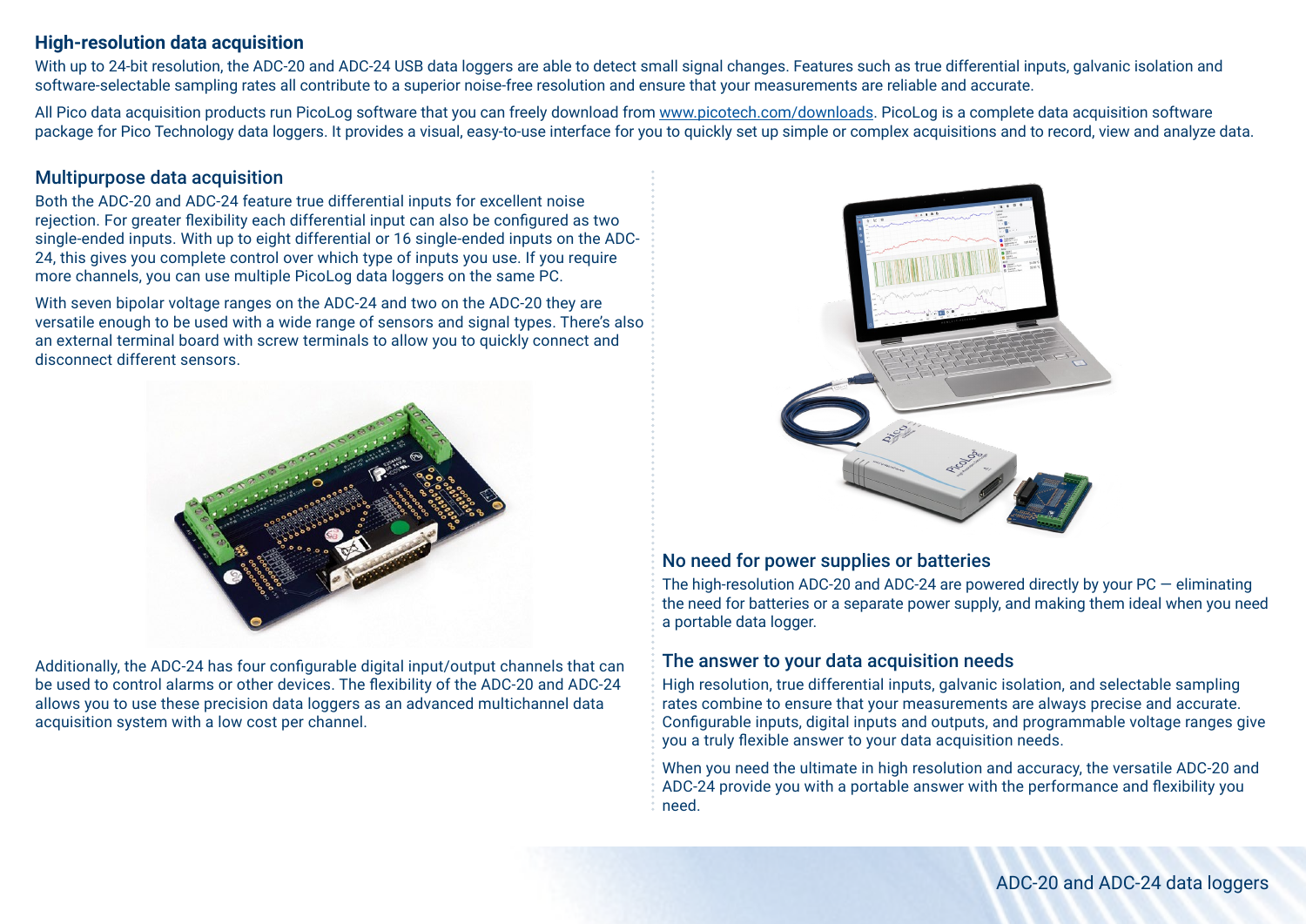## High-resolution data acquisition

With up to 24-bit resolution, the ADC-20 and ADC-24 USB data loggers are able to detect small signal changes. Features such as true differential inputs, galvanic isolation and software-selectable sampling rates all contribute to a superior noise-free resolution and ensure that your measurements are reliable and accurate.

All Pico data acquisition products run PicoLog software that you can freely download from www.picotech.com/downloads. PicoLog is a complete data acquisition software package for Pico Technology data loggers. It provides a visual, easy-to-use interface for you to quickly set up simple or complex acquisitions and to record, view and analyze data.

### Multipurpose data acquisition

Both the ADC-20 and ADC-24 feature true differential inputs for excellent noise rejection. For greater flexibility each differential input can also be configured as two single-ended inputs. With up to eight differential or 16 single-ended inputs on the ADC-24, this gives you complete control over which type of inputs you use. If you require more channels, you can use multiple PicoLog data loggers on the same PC.

With seven bipolar voltage ranges on the ADC-24 and two on the ADC-20 they are versatile enough to be used with a wide range of sensors and signal types. There's also an external terminal board with screw terminals to allow you to quickly connect and disconnect different sensors.

Additionally, the ADC-24 has four configurable digital input/output channels that can be used to control alarms or other devices. The flexibility of the ADC-20 and ADC-24 allows you to use these precision data loggers as an advanced multichannel data acquisition system with a low cost per channel.

### No need for power supplies or batteries

The high-resolution ADC-20 and ADC-24 are powered directly by your PC — eliminating the need for batteries or a separate power supply, and making them ideal when you need a portable data logger.

### The answer to your data acquisition needs

High resolution, true differential inputs, galvanic isolation, and selectable sampling rates combine to ensure that your measurements are always precise and accurate. Configurable inputs, digital inputs and outputs, and programmable voltage ranges give you a truly flexible answer to your data acquisition needs.

When you need the ultimate in high resolution and accuracy, the versatile ADC-20 and ADC-24 provide you with a portable answer with the performance and flexibility you need.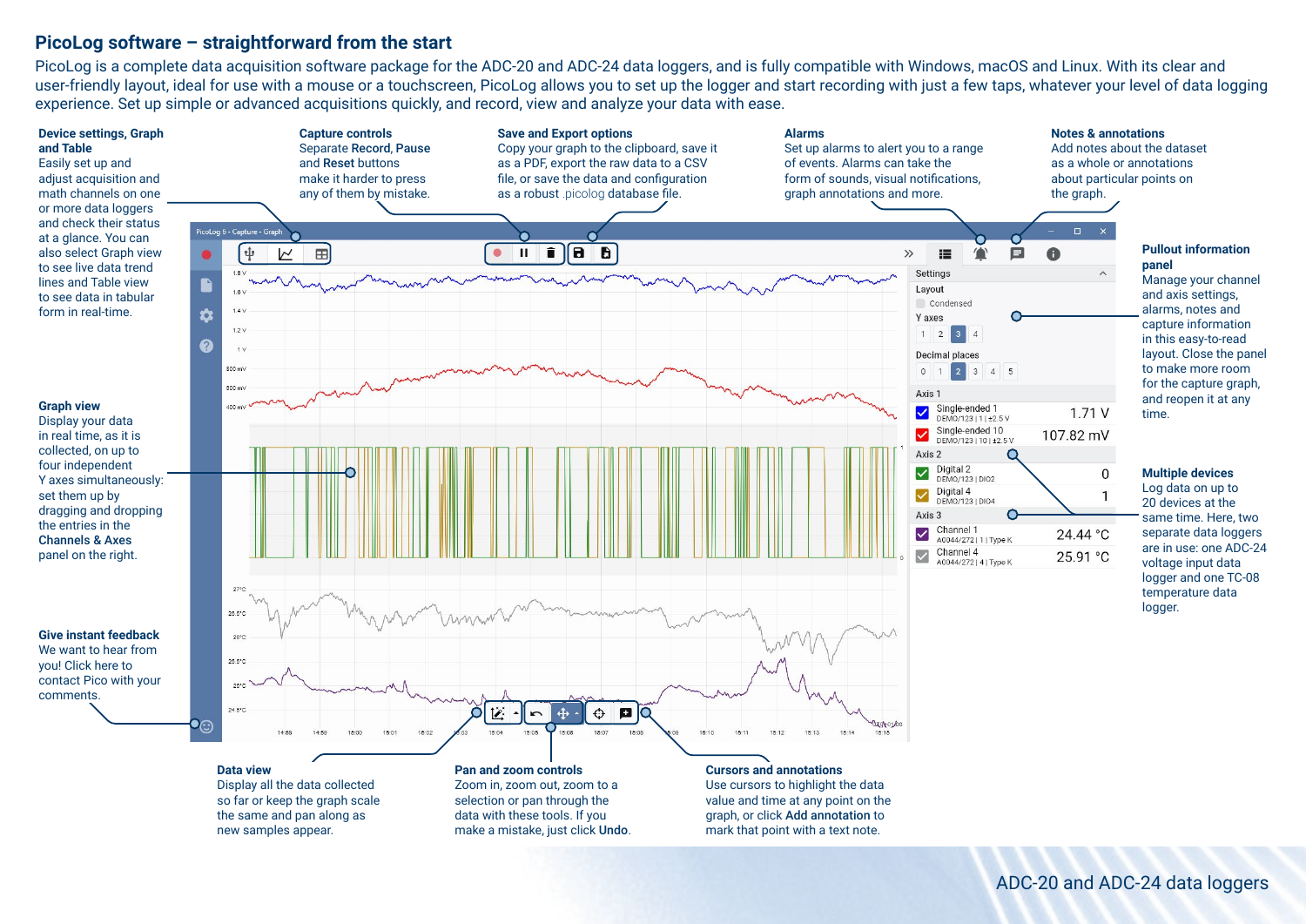## PicoLog software – straightforward from the start

PicoLog is a complete data acquisition software package for the ADC-20 and ADC-24 data loggers, and is fully compatible with Windows, macOS and Linux. With its clear and user-friendly layout, ideal for use with a mouse or a touchscreen, PicoLog allows you to set up the logger and start recording with just a few taps, whatever your level of data logging experience. Set up simple or advanced acquisitions quickly, and record, view and analyze your data with ease.

**Device settings, Graph and Table**
Easily set up and adjust acquisition and math channels on one or more data loggers and check their status at a glance. You can also select Graph view to see live data trend lines and Table view to see data in tabular form in real-time.

**Capture controls**
Separate **Record**, **Pause** and **Reset** buttons make it harder to press any of them by mistake.

**Save and Export options**
Copy your graph to the clipboard, save it as a PDF, export the raw data to a CSV file, or save the data and configuration as a robust .picolog database file.

**Alarms**
Set up alarms to alert you to a range of events. Alarms can take the form of sounds, visual notifications, graph annotations and more.

**Notes & annotations**
Add notes about the dataset as a whole or annotations about particular points on the graph.

**Pullout information panel**
Manage your channel and axis settings, alarms, notes and capture information in this easy-to-read layout. Close the panel to make more room for the capture graph, and reopen it at any time.

**Graph view**
Display your data in real time, as it is collected, on up to four independent Y axes simultaneously: set them up by dragging and dropping the entries in the **Channels & Axes** panel on the right.

**Multiple devices**
Log data on up to 20 devices at the same time. Here, two separate data loggers are in use: one ADC-24 voltage input data logger and one TC-08 temperature data logger.

**Give instant feedback**
We want to hear from you! Click here to contact Pico with your comments.

**Data view**
Display all the data collected so far or keep the graph scale the same and pan along as new samples appear.

**Pan and zoom controls**
Zoom in, zoom out, zoom to a selection or pan through the data with these tools. If you make a mistake, just click **Undo**.

**Cursors and annotations**
Use cursors to highlight the data value and time at any point on the graph, or click **Add annotation** to mark that point with a text note.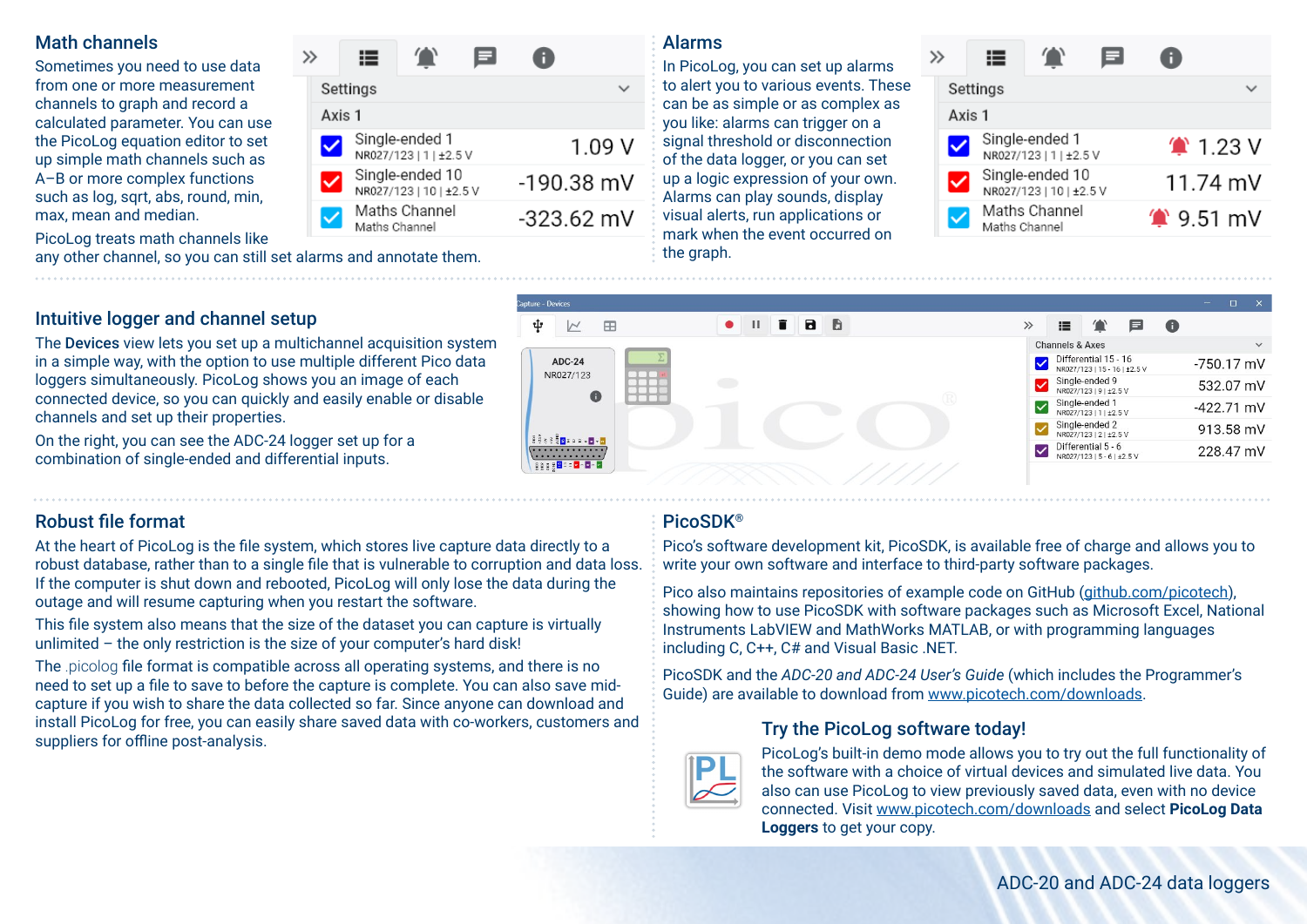## Math channels

Sometimes you need to use data from one or more measurement channels to graph and record a calculated parameter. You can use the PicoLog equation editor to set up simple math channels such as A–B or more complex functions such as log, sqrt, abs, round, min, max, mean and median.

PicoLog treats math channels like any other channel, so you can still set alarms and annotate them.

## Alarms

In PicoLog, you can set up alarms to alert you to various events. These can be as simple or as complex as you like: alarms can trigger on a signal threshold or disconnection of the data logger, or you can set up a logic expression of your own. Alarms can play sounds, display visual alerts, run applications or mark when the event occurred on the graph.

## Intuitive logger and channel setup

The **Devices** view lets you set up a multichannel acquisition system in a simple way, with the option to use multiple different Pico data loggers simultaneously. PicoLog shows you an image of each connected device, so you can quickly and easily enable or disable channels and set up their properties.

On the right, you can see the ADC-24 logger set up for a combination of single-ended and differential inputs.

## Robust file format

At the heart of PicoLog is the file system, which stores live capture data directly to a robust database, rather than to a single file that is vulnerable to corruption and data loss. If the computer is shut down and rebooted, PicoLog will only lose the data during the outage and will resume capturing when you restart the software.

This file system also means that the size of the dataset you can capture is virtually unlimited – the only restriction is the size of your computer's hard disk!

The .picolog file format is compatible across all operating systems, and there is no need to set up a file to save to before the capture is complete. You can also save mid-capture if you wish to share the data collected so far. Since anyone can download and install PicoLog for free, you can easily share saved data with co-workers, customers and suppliers for offline post-analysis.

## PicoSDK®

Pico's software development kit, PicoSDK, is available free of charge and allows you to write your own software and interface to third-party software packages.

Pico also maintains repositories of example code on GitHub (github.com/picotech), showing how to use PicoSDK with software packages such as Microsoft Excel, National Instruments LabVIEW and MathWorks MATLAB, or with programming languages including C, C++, C# and Visual Basic .NET.

PicoSDK and the *ADC-20 and ADC-24 User's Guide* (which includes the Programmer's Guide) are available to download from www.picotech.com/downloads.

### Try the PicoLog software today!

PicoLog's built-in demo mode allows you to try out the full functionality of the software with a choice of virtual devices and simulated live data. You also can use PicoLog to view previously saved data, even with no device connected. Visit www.picotech.com/downloads and select **PicoLog Data Loggers** to get your copy.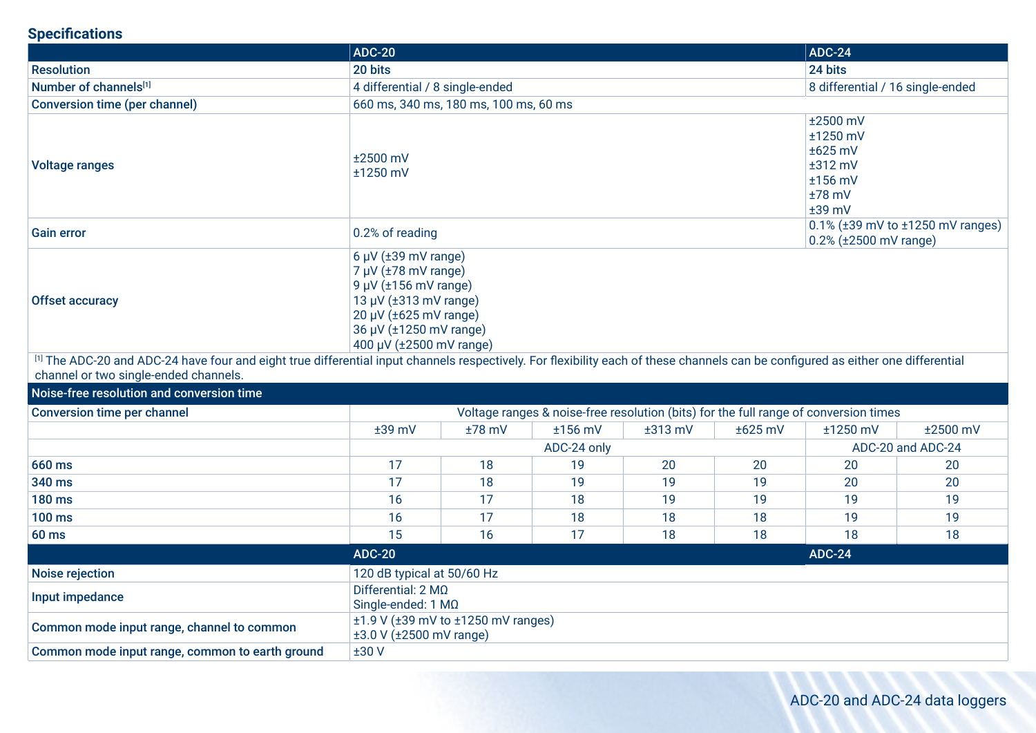## Specifications

| | ADC-20 | ADC-24 |
|---|---|---|
| **Resolution** | **20 bits** | **24 bits** |
| **Number of channels**[1] | 4 differential / 8 single-ended | 8 differential / 16 single-ended |
| **Conversion time (per channel)** | 660 ms, 340 ms, 180 ms, 100 ms, 60 ms | |
| **Voltage ranges** | ±2500 mV<br>±1250 mV | ±2500 mV<br>±1250 mV<br>±625 mV<br>±312 mV<br>±156 mV<br>±78 mV<br>±39 mV |
| **Gain error** | 0.2% of reading | 0.1% (±39 mV to ±1250 mV ranges)<br>0.2% (±2500 mV range) |
| **Offset accuracy** | 6 µV (±39 mV range)<br>7 µV (±78 mV range)<br>9 µV (±156 mV range)<br>13 µV (±313 mV range)<br>20 µV (±625 mV range)<br>36 µV (±1250 mV range)<br>400 µV (±2500 mV range) | |

[1] The ADC-20 and ADC-24 have four and eight true differential input channels respectively. For flexibility each of these channels can be configured as either one differential channel or two single-ended channels.

### Noise-free resolution and conversion time

| Conversion time per channel | Voltage ranges & noise-free resolution (bits) for the full range of conversion times | | | | | | |
|---|---|---|---|---|---|---|---|
| | ±39 mV | ±78 mV | ±156 mV | ±313 mV | ±625 mV | ±1250 mV | ±2500 mV |
| | ADC-24 only | | | | | ADC-20 and ADC-24 | |
| **660 ms** | 17 | 18 | 19 | 20 | 20 | 20 | 20 |
| **340 ms** | 17 | 18 | 19 | 19 | 19 | 20 | 20 |
| **180 ms** | 16 | 17 | 18 | 19 | 19 | 19 | 19 |
| **100 ms** | 16 | 17 | 18 | 18 | 18 | 19 | 19 |
| **60 ms** | 15 | 16 | 17 | 18 | 18 | 18 | 18 |

| | ADC-20 | ADC-24 |
|---|---|---|
| **Noise rejection** | 120 dB typical at 50/60 Hz | |
| **Input impedance** | Differential: 2 MΩ<br>Single-ended: 1 MΩ | |
| **Common mode input range, channel to common** | ±1.9 V (±39 mV to ±1250 mV ranges)<br>±3.0 V (±2500 mV range) | |
| **Common mode input range, common to earth ground** | ±30 V | |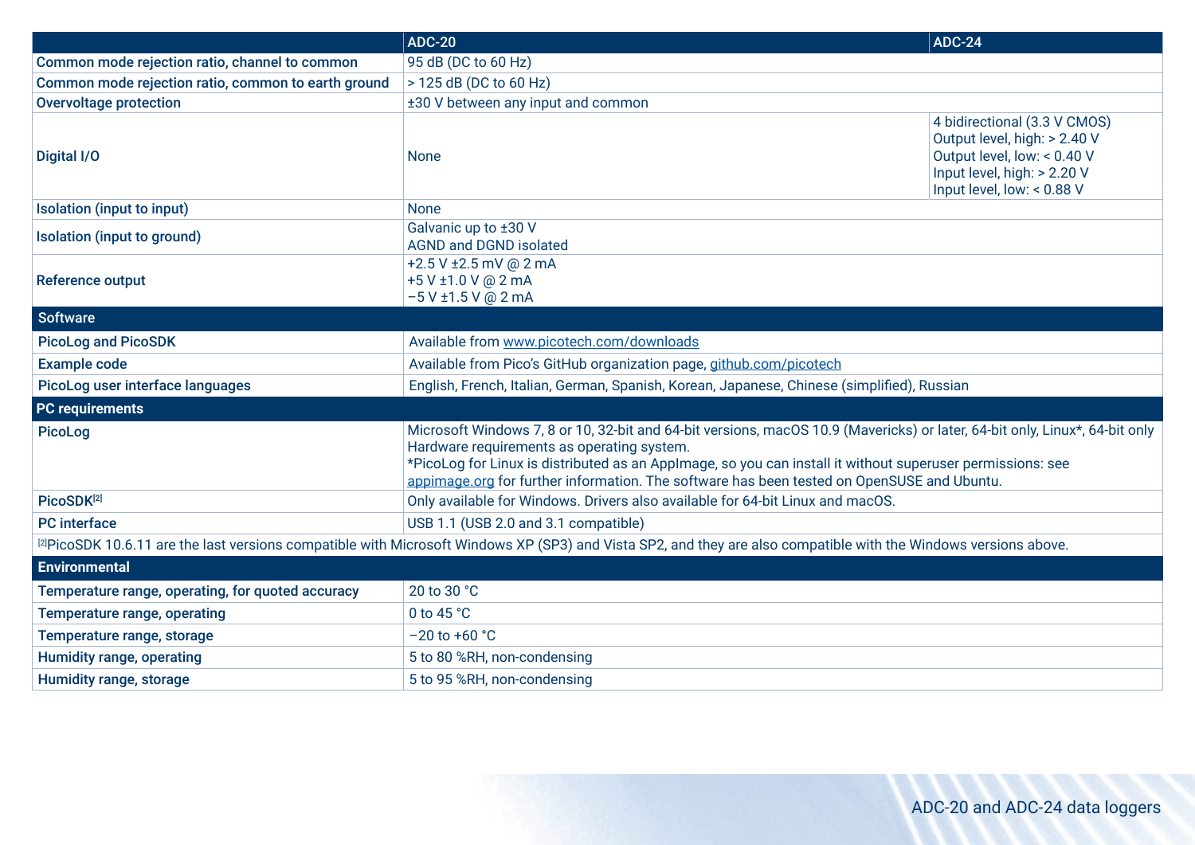| | ADC-20 | ADC-24 |
|---|---|---|
| **Common mode rejection ratio, channel to common** | 95 dB (DC to 60 Hz) | |
| **Common mode rejection ratio, common to earth ground** | > 125 dB (DC to 60 Hz) | |
| **Overvoltage protection** | ±30 V between any input and common | |
| **Digital I/O** | None | 4 bidirectional (3.3 V CMOS)<br>Output level, high: > 2.40 V<br>Output level, low: < 0.40 V<br>Input level, high: > 2.20 V<br>Input level, low: < 0.88 V |
| **Isolation (input to input)** | None | |
| **Isolation (input to ground)** | Galvanic up to ±30 V<br>AGND and DGND isolated | |
| **Reference output** | +2.5 V ±2.5 mV @ 2 mA<br>+5 V ±1.0 V @ 2 mA<br>−5 V ±1.5 V @ 2 mA | |
| **Software** | | |
| **PicoLog and PicoSDK** | Available from www.picotech.com/downloads | |
| **Example code** | Available from Pico's GitHub organization page, github.com/picotech | |
| **PicoLog user interface languages** | English, French, Italian, German, Spanish, Korean, Japanese, Chinese (simplified), Russian | |
| **PC requirements** | | |
| **PicoLog** | Microsoft Windows 7, 8 or 10, 32-bit and 64-bit versions, macOS 10.9 (Mavericks) or later, 64-bit only, Linux*, 64-bit only<br>Hardware requirements as operating system.<br>*PicoLog for Linux is distributed as an AppImage, so you can install it without superuser permissions: see appimage.org for further information. The software has been tested on OpenSUSE and Ubuntu. | |
| **PicoSDK[2]** | Only available for Windows. Drivers also available for 64-bit Linux and macOS. | |
| **PC interface** | USB 1.1 (USB 2.0 and 3.1 compatible) | |
| [2]PicoSDK 10.6.11 are the last versions compatible with Microsoft Windows XP (SP3) and Vista SP2, and they are also compatible with the Windows versions above. | | |
| **Environmental** | | |
| **Temperature range, operating, for quoted accuracy** | 20 to 30 °C | |
| **Temperature range, operating** | 0 to 45 °C | |
| **Temperature range, storage** | −20 to +60 °C | |
| **Humidity range, operating** | 5 to 80 %RH, non-condensing | |
| **Humidity range, storage** | 5 to 95 %RH, non-condensing | |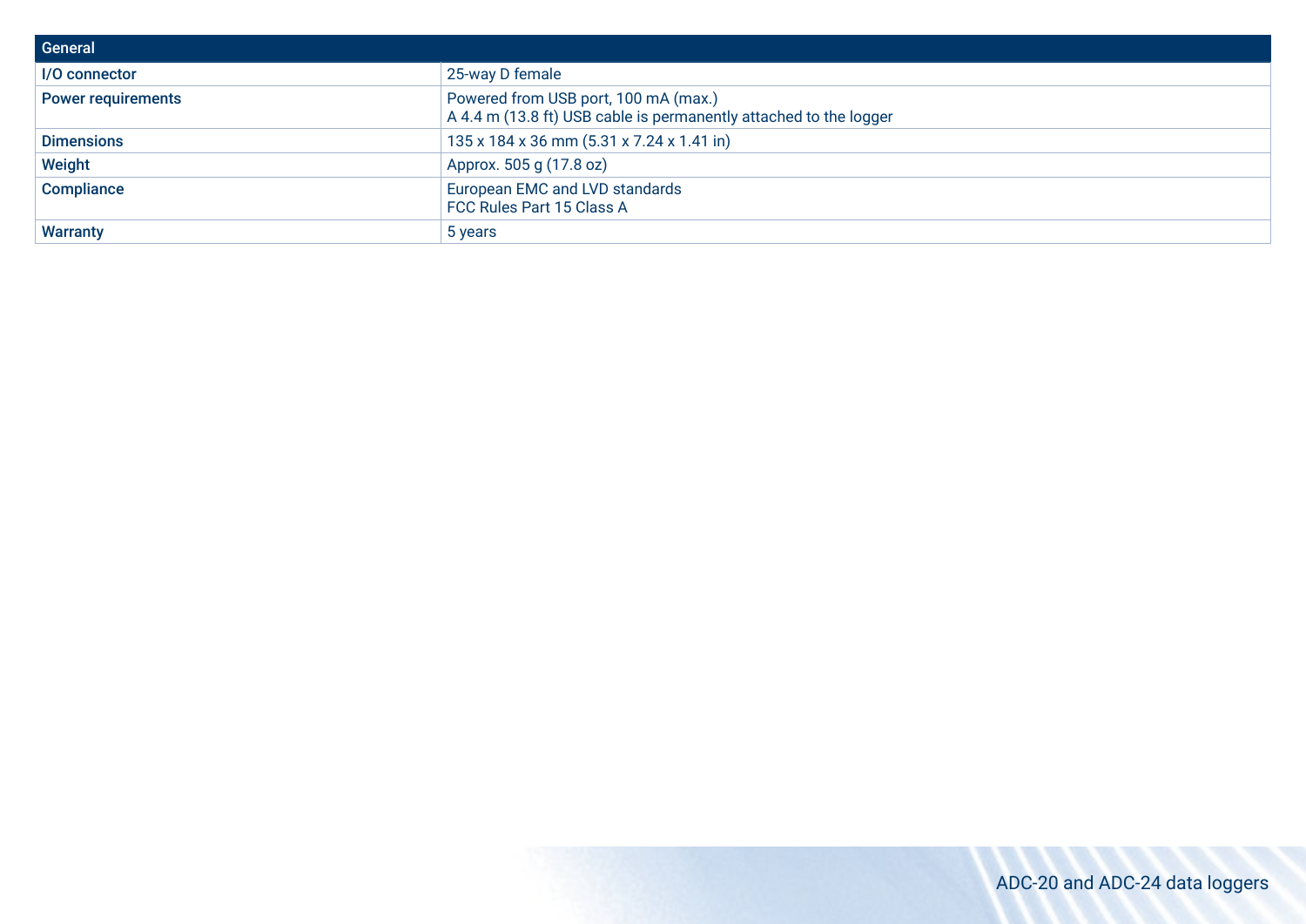| General | |
|---|---|
| **I/O connector** | 25-way D female |
| **Power requirements** | Powered from USB port, 100 mA (max.)<br>A 4.4 m (13.8 ft) USB cable is permanently attached to the logger |
| **Dimensions** | 135 x 184 x 36 mm (5.31 x 7.24 x 1.41 in) |
| **Weight** | Approx. 505 g (17.8 oz) |
| **Compliance** | European EMC and LVD standards<br>FCC Rules Part 15 Class A |
| **Warranty** | 5 years |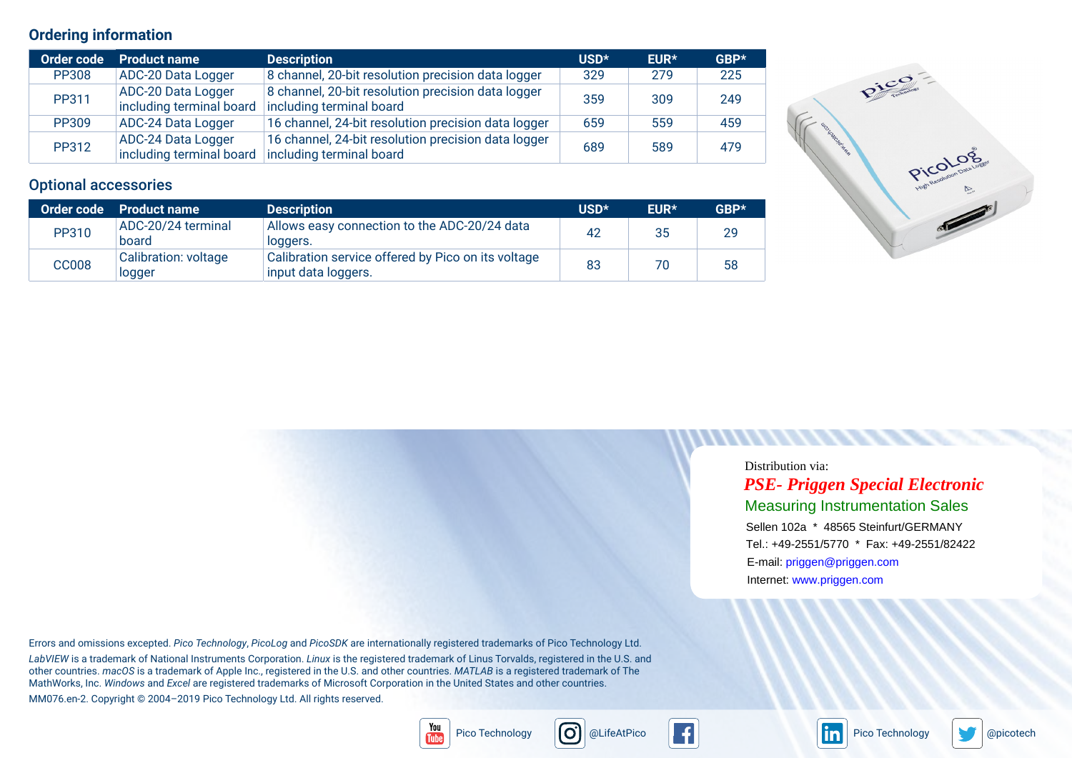## Ordering information

| Order code | Product name | Description | USD* | EUR* | GBP* |
|---|---|---|---|---|---|
| PP308 | ADC-20 Data Logger | 8 channel, 20-bit resolution precision data logger | 329 | 279 | 225 |
| PP311 | ADC-20 Data Logger including terminal board | 8 channel, 20-bit resolution precision data logger including terminal board | 359 | 309 | 249 |
| PP309 | ADC-24 Data Logger | 16 channel, 24-bit resolution precision data logger | 659 | 559 | 459 |
| PP312 | ADC-24 Data Logger including terminal board | 16 channel, 24-bit resolution precision data logger including terminal board | 689 | 589 | 479 |

## Optional accessories

| Order code | Product name | Description | USD* | EUR* | GBP* |
|---|---|---|---|---|---|
| PP310 | ADC-20/24 terminal board | Allows easy connection to the ADC-20/24 data loggers. | 42 | 35 | 29 |
| CC008 | Calibration: voltage logger | Calibration service offered by Pico on its voltage input data loggers. | 83 | 70 | 58 |

Distribution via:

***PSE- Priggen Special Electronic***

Measuring Instrumentation Sales

Sellen 102a * 48565 Steinfurt/GERMANY

Tel.: +49-2551/5770 * Fax: +49-2551/82422

E-mail: priggen@priggen.com

Internet: www.priggen.com

Errors and omissions excepted. *Pico Technology*, *PicoLog* and *PicoSDK* are internationally registered trademarks of Pico Technology Ltd.

*LabVIEW* is a trademark of National Instruments Corporation. *Linux* is the registered trademark of Linus Torvalds, registered in the U.S. and other countries. *macOS* is a trademark of Apple Inc., registered in the U.S. and other countries. *MATLAB* is a registered trademark of The MathWorks, Inc. *Windows* and *Excel* are registered trademarks of Microsoft Corporation in the United States and other countries.

MM076.en-2. Copyright © 2004–2019 Pico Technology Ltd. All rights reserved.

Pico Technology   @LifeAtPico   Pico Technology   @picotech